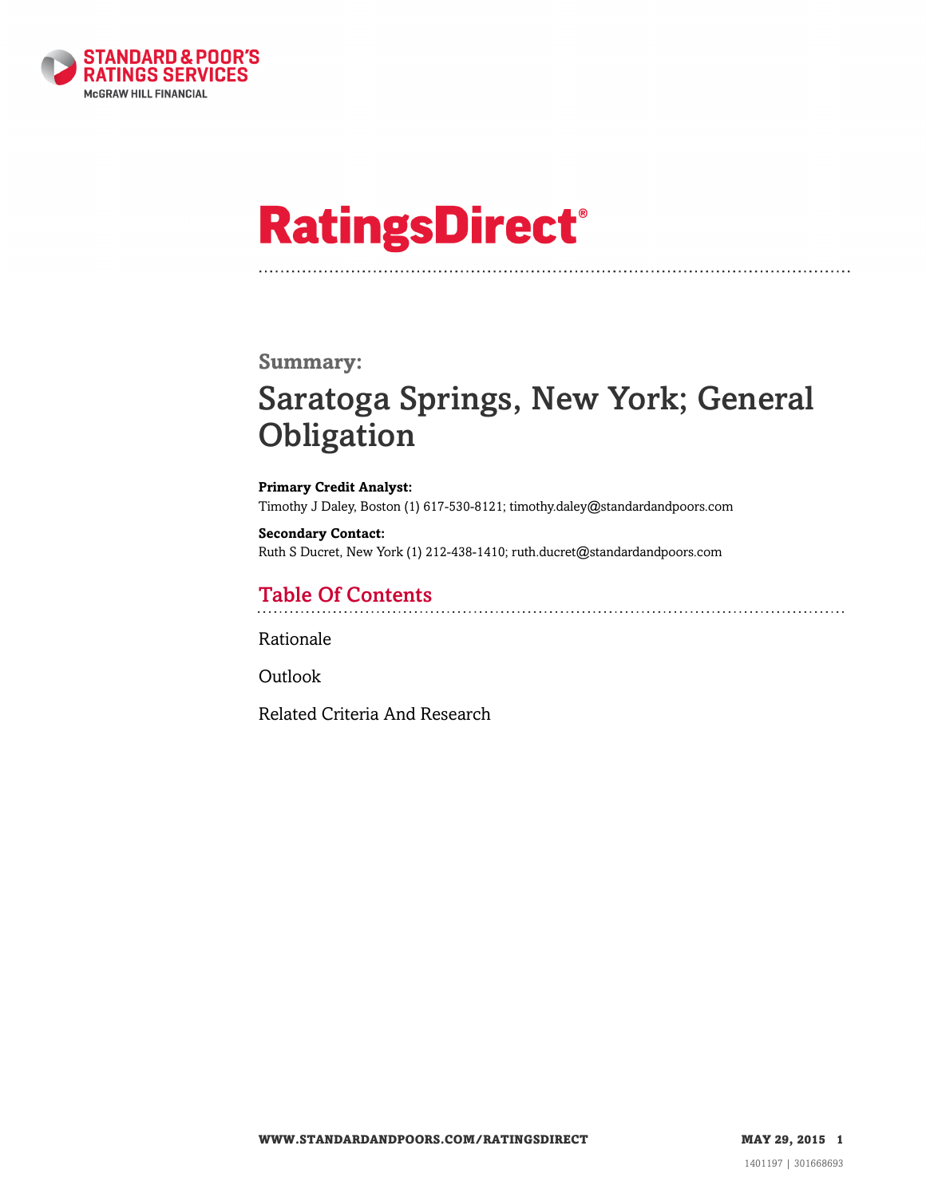# RatingsDirect®

## Summary:

# Saratoga Springs, New York; General Obligation

**Primary Credit Analyst:**
Timothy J Daley, Boston (1) 617-530-8121; timothy.daley@standardandpoors.com

**Secondary Contact:**
Ruth S Ducret, New York (1) 212-438-1410; ruth.ducret@standardandpoors.com

## Table Of Contents

Rationale

Outlook

Related Criteria And Research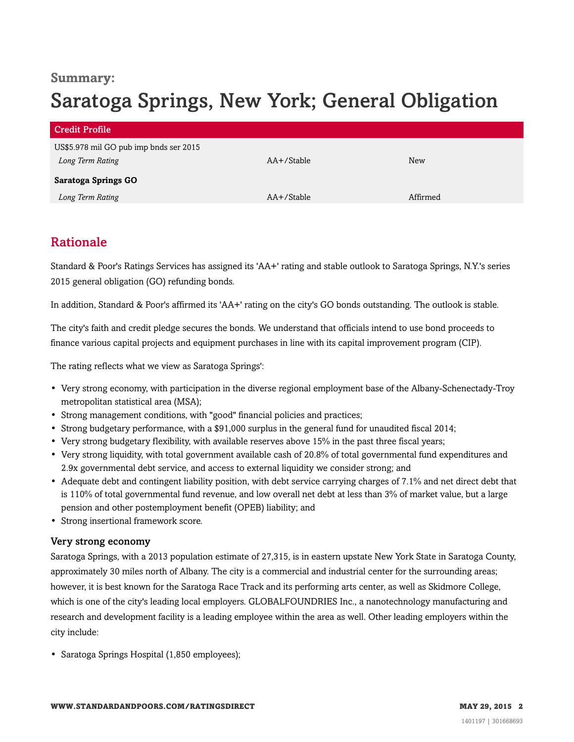# Summary:

# Saratoga Springs, New York; General Obligation

| Credit Profile | | |
|---|---|---|
| US$5.978 mil GO pub imp bnds ser 2015 | | |
| *Long Term Rating* | AA+/Stable | New |
| **Saratoga Springs GO** | | |
| *Long Term Rating* | AA+/Stable | Affirmed |

## Rationale

Standard & Poor's Ratings Services has assigned its 'AA+' rating and stable outlook to Saratoga Springs, N.Y.'s series 2015 general obligation (GO) refunding bonds.

In addition, Standard & Poor's affirmed its 'AA+' rating on the city's GO bonds outstanding. The outlook is stable.

The city's faith and credit pledge secures the bonds. We understand that officials intend to use bond proceeds to finance various capital projects and equipment purchases in line with its capital improvement program (CIP).

The rating reflects what we view as Saratoga Springs':

- Very strong economy, with participation in the diverse regional employment base of the Albany-Schenectady-Troy metropolitan statistical area (MSA);
- Strong management conditions, with "good" financial policies and practices;
- Strong budgetary performance, with a $91,000 surplus in the general fund for unaudited fiscal 2014;
- Very strong budgetary flexibility, with available reserves above 15% in the past three fiscal years;
- Very strong liquidity, with total government available cash of 20.8% of total governmental fund expenditures and 2.9x governmental debt service, and access to external liquidity we consider strong; and
- Adequate debt and contingent liability position, with debt service carrying charges of 7.1% and net direct debt that is 110% of total governmental fund revenue, and low overall net debt at less than 3% of market value, but a large pension and other postemployment benefit (OPEB) liability; and
- Strong insertional framework score.

### Very strong economy

Saratoga Springs, with a 2013 population estimate of 27,315, is in eastern upstate New York State in Saratoga County, approximately 30 miles north of Albany. The city is a commercial and industrial center for the surrounding areas; however, it is best known for the Saratoga Race Track and its performing arts center, as well as Skidmore College, which is one of the city's leading local employers. GLOBALFOUNDRIES Inc., a nanotechnology manufacturing and research and development facility is a leading employee within the area as well. Other leading employers within the city include:

- Saratoga Springs Hospital (1,850 employees);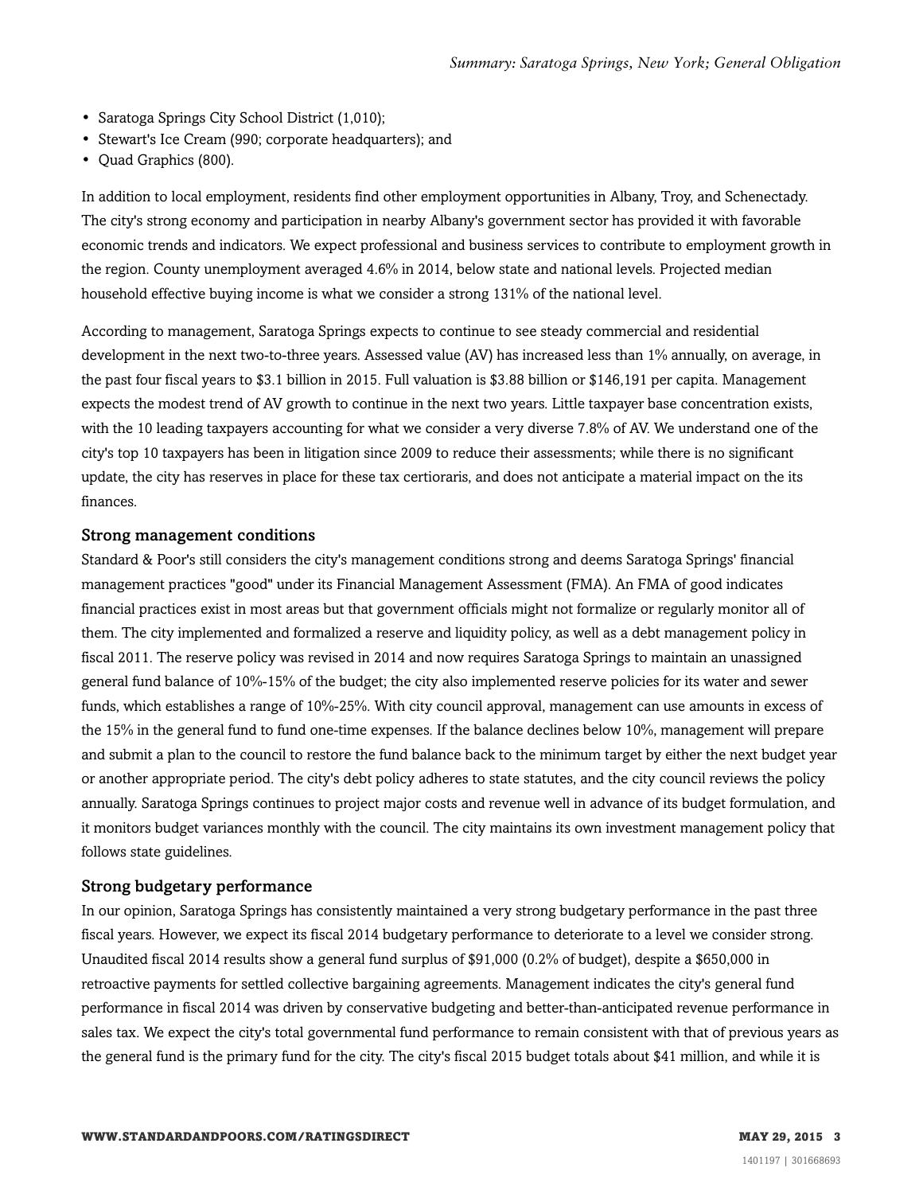- Saratoga Springs City School District (1,010);
- Stewart's Ice Cream (990; corporate headquarters); and
- Quad Graphics (800).

In addition to local employment, residents find other employment opportunities in Albany, Troy, and Schenectady. The city's strong economy and participation in nearby Albany's government sector has provided it with favorable economic trends and indicators. We expect professional and business services to contribute to employment growth in the region. County unemployment averaged 4.6% in 2014, below state and national levels. Projected median household effective buying income is what we consider a strong 131% of the national level.

According to management, Saratoga Springs expects to continue to see steady commercial and residential development in the next two-to-three years. Assessed value (AV) has increased less than 1% annually, on average, in the past four fiscal years to $3.1 billion in 2015. Full valuation is $3.88 billion or $146,191 per capita. Management expects the modest trend of AV growth to continue in the next two years. Little taxpayer base concentration exists, with the 10 leading taxpayers accounting for what we consider a very diverse 7.8% of AV. We understand one of the city's top 10 taxpayers has been in litigation since 2009 to reduce their assessments; while there is no significant update, the city has reserves in place for these tax certioraris, and does not anticipate a material impact on the its finances.

### Strong management conditions

Standard & Poor's still considers the city's management conditions strong and deems Saratoga Springs' financial management practices "good" under its Financial Management Assessment (FMA). An FMA of good indicates financial practices exist in most areas but that government officials might not formalize or regularly monitor all of them. The city implemented and formalized a reserve and liquidity policy, as well as a debt management policy in fiscal 2011. The reserve policy was revised in 2014 and now requires Saratoga Springs to maintain an unassigned general fund balance of 10%-15% of the budget; the city also implemented reserve policies for its water and sewer funds, which establishes a range of 10%-25%. With city council approval, management can use amounts in excess of the 15% in the general fund to fund one-time expenses. If the balance declines below 10%, management will prepare and submit a plan to the council to restore the fund balance back to the minimum target by either the next budget year or another appropriate period. The city's debt policy adheres to state statutes, and the city council reviews the policy annually. Saratoga Springs continues to project major costs and revenue well in advance of its budget formulation, and it monitors budget variances monthly with the council. The city maintains its own investment management policy that follows state guidelines.

### Strong budgetary performance

In our opinion, Saratoga Springs has consistently maintained a very strong budgetary performance in the past three fiscal years. However, we expect its fiscal 2014 budgetary performance to deteriorate to a level we consider strong. Unaudited fiscal 2014 results show a general fund surplus of $91,000 (0.2% of budget), despite a $650,000 in retroactive payments for settled collective bargaining agreements. Management indicates the city's general fund performance in fiscal 2014 was driven by conservative budgeting and better-than-anticipated revenue performance in sales tax. We expect the city's total governmental fund performance to remain consistent with that of previous years as the general fund is the primary fund for the city. The city's fiscal 2015 budget totals about $41 million, and while it is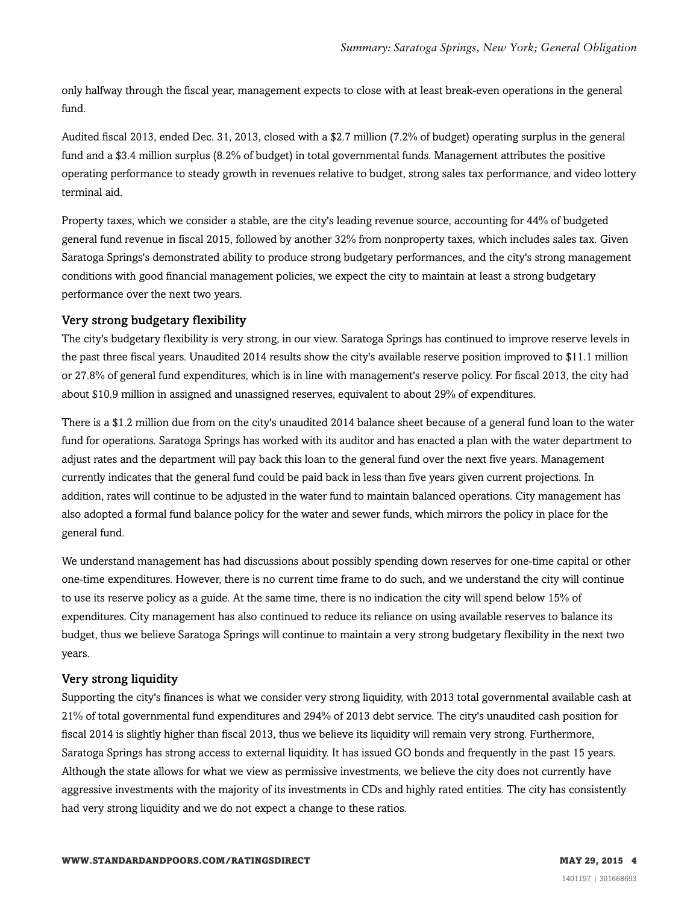only halfway through the fiscal year, management expects to close with at least break-even operations in the general fund.

Audited fiscal 2013, ended Dec. 31, 2013, closed with a $2.7 million (7.2% of budget) operating surplus in the general fund and a $3.4 million surplus (8.2% of budget) in total governmental funds. Management attributes the positive operating performance to steady growth in revenues relative to budget, strong sales tax performance, and video lottery terminal aid.

Property taxes, which we consider a stable, are the city's leading revenue source, accounting for 44% of budgeted general fund revenue in fiscal 2015, followed by another 32% from nonproperty taxes, which includes sales tax. Given Saratoga Springs's demonstrated ability to produce strong budgetary performances, and the city's strong management conditions with good financial management policies, we expect the city to maintain at least a strong budgetary performance over the next two years.

### Very strong budgetary flexibility

The city's budgetary flexibility is very strong, in our view. Saratoga Springs has continued to improve reserve levels in the past three fiscal years. Unaudited 2014 results show the city's available reserve position improved to $11.1 million or 27.8% of general fund expenditures, which is in line with management's reserve policy. For fiscal 2013, the city had about $10.9 million in assigned and unassigned reserves, equivalent to about 29% of expenditures.

There is a $1.2 million due from on the city's unaudited 2014 balance sheet because of a general fund loan to the water fund for operations. Saratoga Springs has worked with its auditor and has enacted a plan with the water department to adjust rates and the department will pay back this loan to the general fund over the next five years. Management currently indicates that the general fund could be paid back in less than five years given current projections. In addition, rates will continue to be adjusted in the water fund to maintain balanced operations. City management has also adopted a formal fund balance policy for the water and sewer funds, which mirrors the policy in place for the general fund.

We understand management has had discussions about possibly spending down reserves for one-time capital or other one-time expenditures. However, there is no current time frame to do such, and we understand the city will continue to use its reserve policy as a guide. At the same time, there is no indication the city will spend below 15% of expenditures. City management has also continued to reduce its reliance on using available reserves to balance its budget, thus we believe Saratoga Springs will continue to maintain a very strong budgetary flexibility in the next two years.

### Very strong liquidity

Supporting the city's finances is what we consider very strong liquidity, with 2013 total governmental available cash at 21% of total governmental fund expenditures and 294% of 2013 debt service. The city's unaudited cash position for fiscal 2014 is slightly higher than fiscal 2013, thus we believe its liquidity will remain very strong. Furthermore, Saratoga Springs has strong access to external liquidity. It has issued GO bonds and frequently in the past 15 years. Although the state allows for what we view as permissive investments, we believe the city does not currently have aggressive investments with the majority of its investments in CDs and highly rated entities. The city has consistently had very strong liquidity and we do not expect a change to these ratios.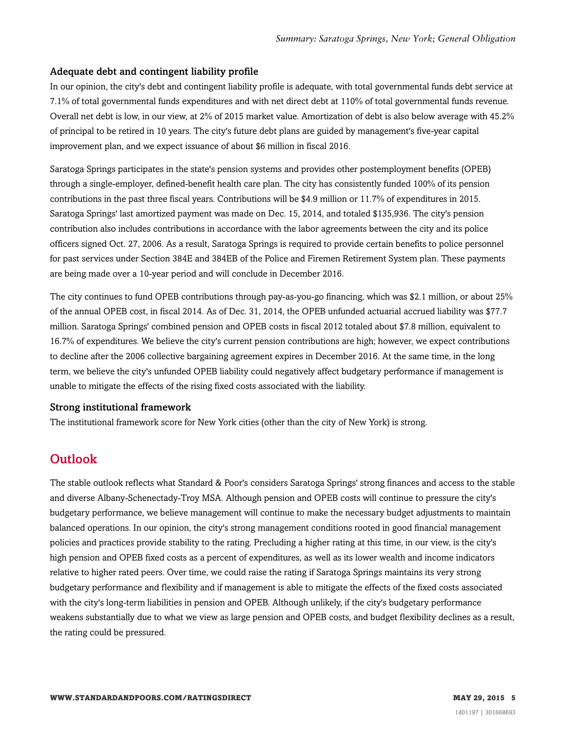### Adequate debt and contingent liability profile

In our opinion, the city's debt and contingent liability profile is adequate, with total governmental funds debt service at 7.1% of total governmental funds expenditures and with net direct debt at 110% of total governmental funds revenue. Overall net debt is low, in our view, at 2% of 2015 market value. Amortization of debt is also below average with 45.2% of principal to be retired in 10 years. The city's future debt plans are guided by management's five-year capital improvement plan, and we expect issuance of about $6 million in fiscal 2016.

Saratoga Springs participates in the state's pension systems and provides other postemployment benefits (OPEB) through a single-employer, defined-benefit health care plan. The city has consistently funded 100% of its pension contributions in the past three fiscal years. Contributions will be $4.9 million or 11.7% of expenditures in 2015. Saratoga Springs' last amortized payment was made on Dec. 15, 2014, and totaled $135,936. The city's pension contribution also includes contributions in accordance with the labor agreements between the city and its police officers signed Oct. 27, 2006. As a result, Saratoga Springs is required to provide certain benefits to police personnel for past services under Section 384E and 384EB of the Police and Firemen Retirement System plan. These payments are being made over a 10-year period and will conclude in December 2016.

The city continues to fund OPEB contributions through pay-as-you-go financing, which was $2.1 million, or about 25% of the annual OPEB cost, in fiscal 2014. As of Dec. 31, 2014, the OPEB unfunded actuarial accrued liability was $77.7 million. Saratoga Springs' combined pension and OPEB costs in fiscal 2012 totaled about $7.8 million, equivalent to 16.7% of expenditures. We believe the city's current pension contributions are high; however, we expect contributions to decline after the 2006 collective bargaining agreement expires in December 2016. At the same time, in the long term, we believe the city's unfunded OPEB liability could negatively affect budgetary performance if management is unable to mitigate the effects of the rising fixed costs associated with the liability.

### Strong institutional framework

The institutional framework score for New York cities (other than the city of New York) is strong.

## Outlook

The stable outlook reflects what Standard & Poor's considers Saratoga Springs' strong finances and access to the stable and diverse Albany-Schenectady-Troy MSA. Although pension and OPEB costs will continue to pressure the city's budgetary performance, we believe management will continue to make the necessary budget adjustments to maintain balanced operations. In our opinion, the city's strong management conditions rooted in good financial management policies and practices provide stability to the rating. Precluding a higher rating at this time, in our view, is the city's high pension and OPEB fixed costs as a percent of expenditures, as well as its lower wealth and income indicators relative to higher rated peers. Over time, we could raise the rating if Saratoga Springs maintains its very strong budgetary performance and flexibility and if management is able to mitigate the effects of the fixed costs associated with the city's long-term liabilities in pension and OPEB. Although unlikely, if the city's budgetary performance weakens substantially due to what we view as large pension and OPEB costs, and budget flexibility declines as a result, the rating could be pressured.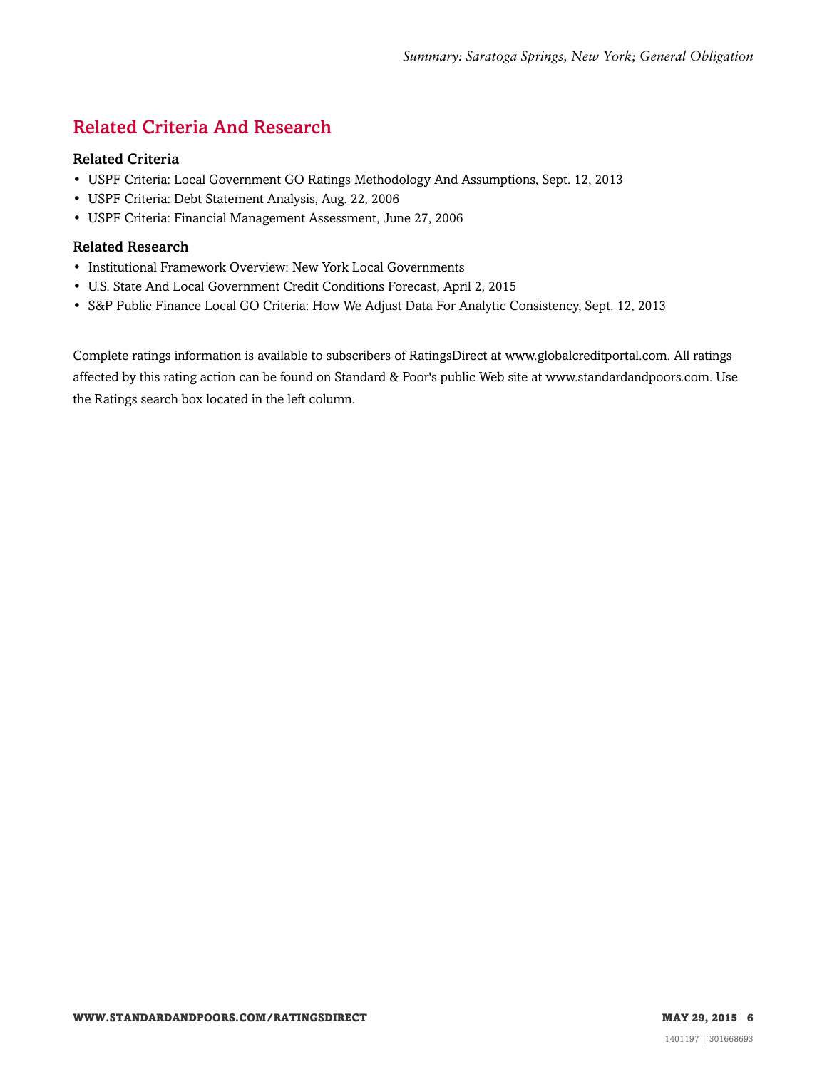## Related Criteria And Research

### Related Criteria

- USPF Criteria: Local Government GO Ratings Methodology And Assumptions, Sept. 12, 2013
- USPF Criteria: Debt Statement Analysis, Aug. 22, 2006
- USPF Criteria: Financial Management Assessment, June 27, 2006

### Related Research

- Institutional Framework Overview: New York Local Governments
- U.S. State And Local Government Credit Conditions Forecast, April 2, 2015
- S&P Public Finance Local GO Criteria: How We Adjust Data For Analytic Consistency, Sept. 12, 2013

Complete ratings information is available to subscribers of RatingsDirect at www.globalcreditportal.com. All ratings affected by this rating action can be found on Standard & Poor's public Web site at www.standardandpoors.com. Use the Ratings search box located in the left column.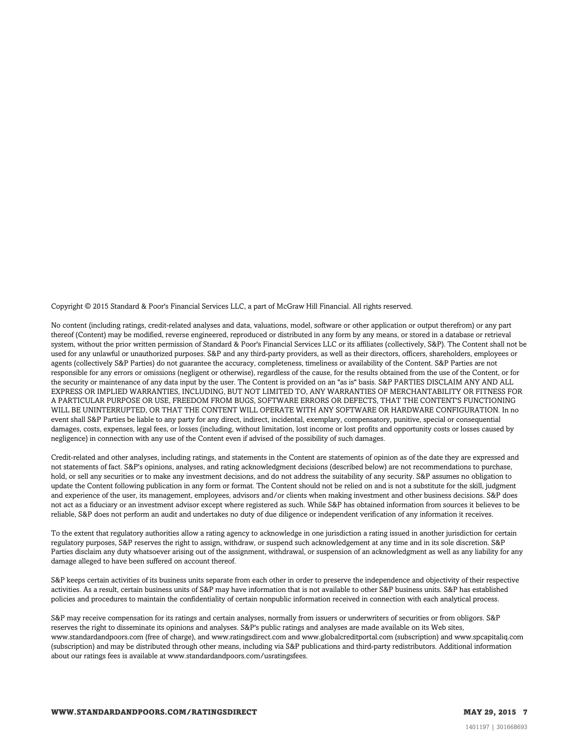Copyright © 2015 Standard & Poor's Financial Services LLC, a part of McGraw Hill Financial. All rights reserved.

No content (including ratings, credit-related analyses and data, valuations, model, software or other application or output therefrom) or any part thereof (Content) may be modified, reverse engineered, reproduced or distributed in any form by any means, or stored in a database or retrieval system, without the prior written permission of Standard & Poor's Financial Services LLC or its affiliates (collectively, S&P). The Content shall not be used for any unlawful or unauthorized purposes. S&P and any third-party providers, as well as their directors, officers, shareholders, employees or agents (collectively S&P Parties) do not guarantee the accuracy, completeness, timeliness or availability of the Content. S&P Parties are not responsible for any errors or omissions (negligent or otherwise), regardless of the cause, for the results obtained from the use of the Content, or for the security or maintenance of any data input by the user. The Content is provided on an "as is" basis. S&P PARTIES DISCLAIM ANY AND ALL EXPRESS OR IMPLIED WARRANTIES, INCLUDING, BUT NOT LIMITED TO, ANY WARRANTIES OF MERCHANTABILITY OR FITNESS FOR A PARTICULAR PURPOSE OR USE, FREEDOM FROM BUGS, SOFTWARE ERRORS OR DEFECTS, THAT THE CONTENT'S FUNCTIONING WILL BE UNINTERRUPTED, OR THAT THE CONTENT WILL OPERATE WITH ANY SOFTWARE OR HARDWARE CONFIGURATION. In no event shall S&P Parties be liable to any party for any direct, indirect, incidental, exemplary, compensatory, punitive, special or consequential damages, costs, expenses, legal fees, or losses (including, without limitation, lost income or lost profits and opportunity costs or losses caused by negligence) in connection with any use of the Content even if advised of the possibility of such damages.

Credit-related and other analyses, including ratings, and statements in the Content are statements of opinion as of the date they are expressed and not statements of fact. S&P's opinions, analyses, and rating acknowledgment decisions (described below) are not recommendations to purchase, hold, or sell any securities or to make any investment decisions, and do not address the suitability of any security. S&P assumes no obligation to update the Content following publication in any form or format. The Content should not be relied on and is not a substitute for the skill, judgment and experience of the user, its management, employees, advisors and/or clients when making investment and other business decisions. S&P does not act as a fiduciary or an investment advisor except where registered as such. While S&P has obtained information from sources it believes to be reliable, S&P does not perform an audit and undertakes no duty of due diligence or independent verification of any information it receives.

To the extent that regulatory authorities allow a rating agency to acknowledge in one jurisdiction a rating issued in another jurisdiction for certain regulatory purposes, S&P reserves the right to assign, withdraw, or suspend such acknowledgement at any time and in its sole discretion. S&P Parties disclaim any duty whatsoever arising out of the assignment, withdrawal, or suspension of an acknowledgment as well as any liability for any damage alleged to have been suffered on account thereof.

S&P keeps certain activities of its business units separate from each other in order to preserve the independence and objectivity of their respective activities. As a result, certain business units of S&P may have information that is not available to other S&P business units. S&P has established policies and procedures to maintain the confidentiality of certain nonpublic information received in connection with each analytical process.

S&P may receive compensation for its ratings and certain analyses, normally from issuers or underwriters of securities or from obligors. S&P reserves the right to disseminate its opinions and analyses. S&P's public ratings and analyses are made available on its Web sites, www.standardandpoors.com (free of charge), and www.ratingsdirect.com and www.globalcreditportal.com (subscription) and www.spcapitaliq.com (subscription) and may be distributed through other means, including via S&P publications and third-party redistributors. Additional information about our ratings fees is available at www.standardandpoors.com/usratingsfees.

1401197 | 301668693